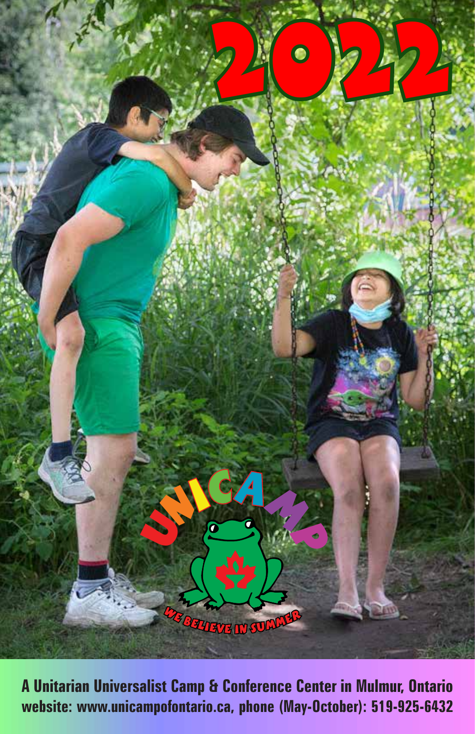# 2022

UNICAMP

WE BELIEVE IN SUMMER

**A Unitarian Universalist Camp & Conference Center in Mulmur, Ontario**
**website: www.unicampofontario.ca, phone (May-October): 519-925-6432**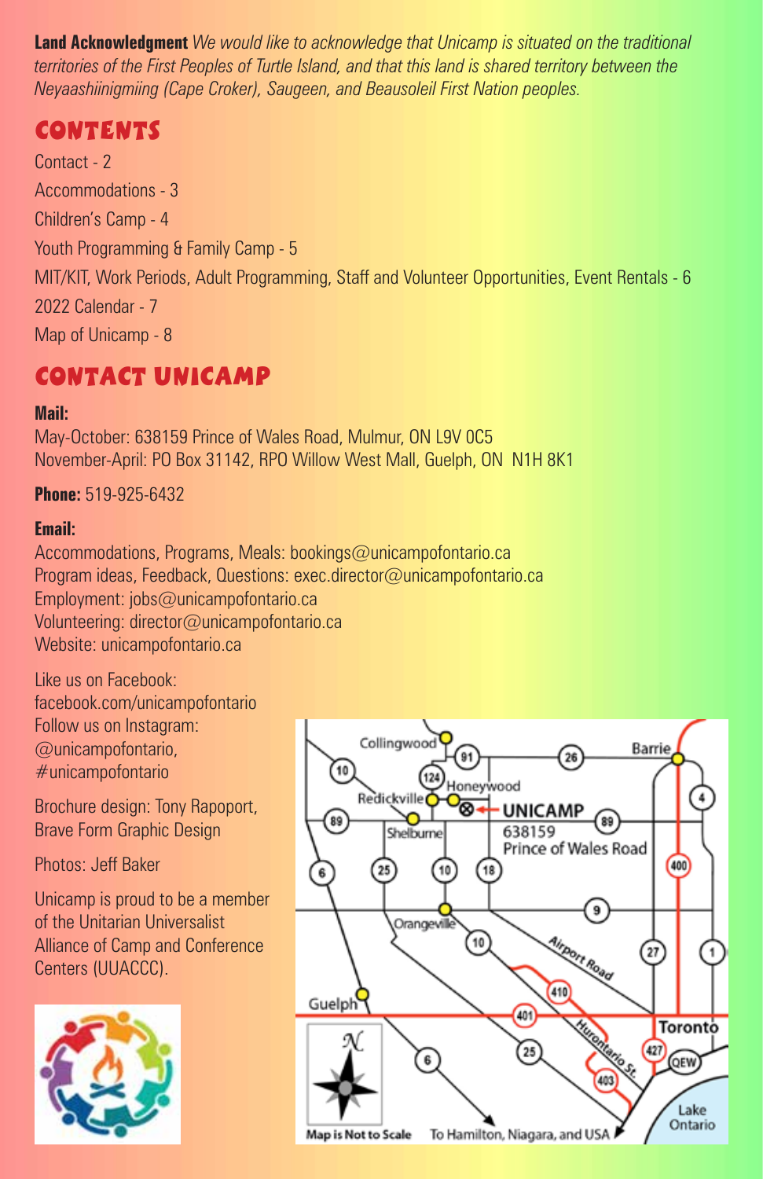**Land Acknowledgment** *We would like to acknowledge that Unicamp is situated on the traditional territories of the First Peoples of Turtle Island, and that this land is shared territory between the Neyaashiinigmiing (Cape Croker), Saugeen, and Beausoleil First Nation peoples.*

## CONTENTS

Contact - 2

Accommodations - 3

Children's Camp - 4

Youth Programming & Family Camp - 5

MIT/KIT, Work Periods, Adult Programming, Staff and Volunteer Opportunities, Event Rentals - 6

2022 Calendar - 7

Map of Unicamp - 8

## CONTACT UNICAMP

**Mail:**
May-October: 638159 Prince of Wales Road, Mulmur, ON L9V 0C5
November-April: PO Box 31142, RPO Willow West Mall, Guelph, ON N1H 8K1

**Phone:** 519-925-6432

**Email:**
Accommodations, Programs, Meals: bookings@unicampofontario.ca
Program ideas, Feedback, Questions: exec.director@unicampofontario.ca
Employment: jobs@unicampofontario.ca
Volunteering: director@unicampofontario.ca
Website: unicampofontario.ca

Like us on Facebook:
facebook.com/unicampofontario
Follow us on Instagram:
@unicampofontario,
#unicampofontario

Brochure design: Tony Rapoport, Brave Form Graphic Design

Photos: Jeff Baker

Unicamp is proud to be a member of the Unitarian Universalist Alliance of Camp and Conference Centers (UUACCC).

UNICAMP
638159
Prince of Wales Road

Map is Not to Scale

To Hamilton, Niagara, and USA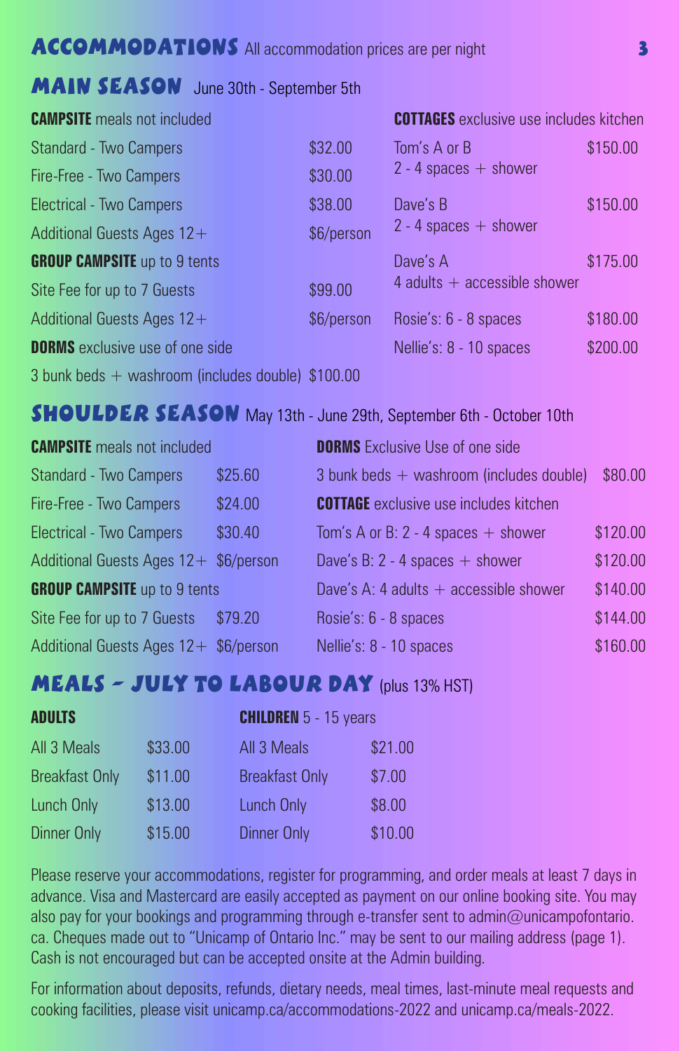# ACCOMMODATIONS All accommodation prices are per night

## MAIN SEASON June 30th - September 5th

**CAMPSITE** meals not included

| | |
|---|---|
| Standard - Two Campers | $32.00 |
| Fire-Free - Two Campers | $30.00 |
| Electrical - Two Campers | $38.00 |
| Additional Guests Ages 12+ | $6/person |

**GROUP CAMPSITE** up to 9 tents

| | |
|---|---|
| Site Fee for up to 7 Guests | $99.00 |
| Additional Guests Ages 12+ | $6/person |

**DORMS** exclusive use of one side

| | |
|---|---|
| 3 bunk beds + washroom (includes double) | $100.00 |

**COTTAGES** exclusive use includes kitchen

| | |
|---|---|
| Tom's A or B<br>2 - 4 spaces + shower | $150.00 |
| Dave's B<br>2 - 4 spaces + shower | $150.00 |
| Dave's A<br>4 adults + accessible shower | $175.00 |
| Rosie's: 6 - 8 spaces | $180.00 |
| Nellie's: 8 - 10 spaces | $200.00 |

## SHOULDER SEASON May 13th - June 29th, September 6th - October 10th

**CAMPSITE** meals not included

| | |
|---|---|
| Standard - Two Campers | $25.60 |
| Fire-Free - Two Campers | $24.00 |
| Electrical - Two Campers | $30.40 |
| Additional Guests Ages 12+ | $6/person |

**GROUP CAMPSITE** up to 9 tents

| | |
|---|---|
| Site Fee for up to 7 Guests | $79.20 |
| Additional Guests Ages 12+ | $6/person |

**DORMS** Exclusive Use of one side

| | |
|---|---|
| 3 bunk beds + washroom (includes double) | $80.00 |

**COTTAGE** exclusive use includes kitchen

| | |
|---|---|
| Tom's A or B: 2 - 4 spaces + shower | $120.00 |
| Dave's B: 2 - 4 spaces + shower | $120.00 |
| Dave's A: 4 adults + accessible shower | $140.00 |
| Rosie's: 6 - 8 spaces | $144.00 |
| Nellie's: 8 - 10 spaces | $160.00 |

## MEALS – JULY TO LABOUR DAY (plus 13% HST)

| ADULTS | | CHILDREN 5 - 15 years | |
|---|---|---|---|
| All 3 Meals | $33.00 | All 3 Meals | $21.00 |
| Breakfast Only | $11.00 | Breakfast Only | $7.00 |
| Lunch Only | $13.00 | Lunch Only | $8.00 |
| Dinner Only | $15.00 | Dinner Only | $10.00 |

Please reserve your accommodations, register for programming, and order meals at least 7 days in advance. Visa and Mastercard are easily accepted as payment on our online booking site. You may also pay for your bookings and programming through e-transfer sent to admin@unicampofontario.ca. Cheques made out to "Unicamp of Ontario Inc." may be sent to our mailing address (page 1). Cash is not encouraged but can be accepted onsite at the Admin building.

For information about deposits, refunds, dietary needs, meal times, last-minute meal requests and cooking facilities, please visit unicamp.ca/accommodations-2022 and unicamp.ca/meals-2022.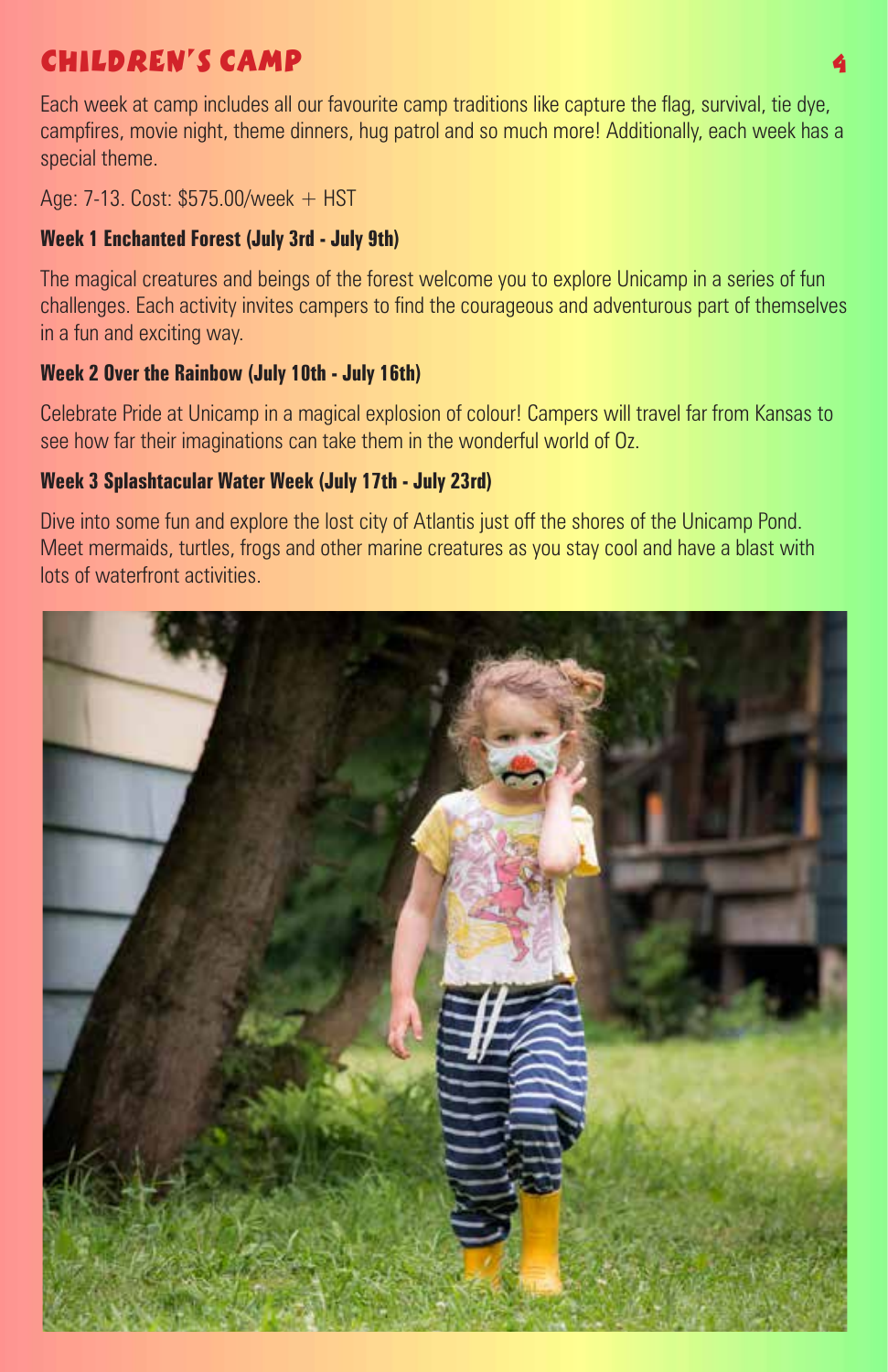# CHILDREN'S CAMP

Each week at camp includes all our favourite camp traditions like capture the flag, survival, tie dye, campfires, movie night, theme dinners, hug patrol and so much more! Additionally, each week has a special theme.

Age: 7-13. Cost: $575.00/week + HST

**Week 1 Enchanted Forest (July 3rd - July 9th)**

The magical creatures and beings of the forest welcome you to explore Unicamp in a series of fun challenges. Each activity invites campers to find the courageous and adventurous part of themselves in a fun and exciting way.

**Week 2 Over the Rainbow (July 10th - July 16th)**

Celebrate Pride at Unicamp in a magical explosion of colour! Campers will travel far from Kansas to see how far their imaginations can take them in the wonderful world of Oz.

**Week 3 Splashtacular Water Week (July 17th - July 23rd)**

Dive into some fun and explore the lost city of Atlantis just off the shores of the Unicamp Pond. Meet mermaids, turtles, frogs and other marine creatures as you stay cool and have a blast with lots of waterfront activities.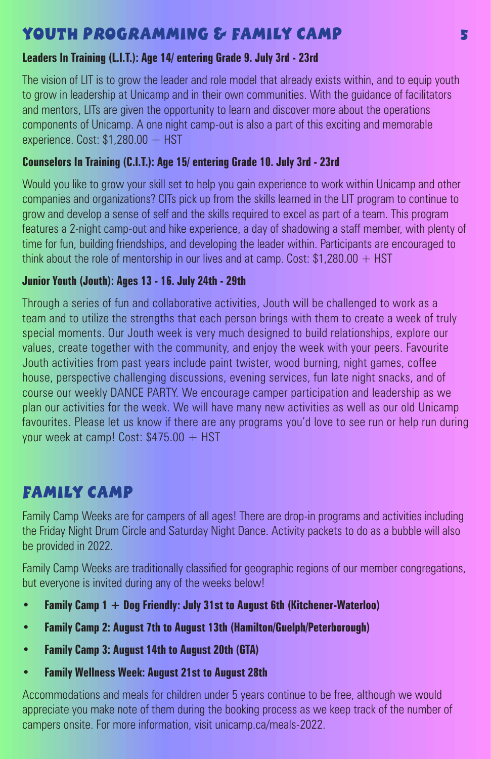# Youth Programming & Family Camp

**Leaders In Training (L.I.T.): Age 14/ entering Grade 9. July 3rd - 23rd**

The vision of LIT is to grow the leader and role model that already exists within, and to equip youth to grow in leadership at Unicamp and in their own communities. With the guidance of facilitators and mentors, LITs are given the opportunity to learn and discover more about the operations components of Unicamp. A one night camp-out is also a part of this exciting and memorable experience. Cost: $1,280.00 + HST

**Counselors In Training (C.I.T.): Age 15/ entering Grade 10. July 3rd - 23rd**

Would you like to grow your skill set to help you gain experience to work within Unicamp and other companies and organizations? CITs pick up from the skills learned in the LIT program to continue to grow and develop a sense of self and the skills required to excel as part of a team. This program features a 2-night camp-out and hike experience, a day of shadowing a staff member, with plenty of time for fun, building friendships, and developing the leader within. Participants are encouraged to think about the role of mentorship in our lives and at camp. Cost: $1,280.00 + HST

**Junior Youth (Jouth): Ages 13 - 16. July 24th - 29th**

Through a series of fun and collaborative activities, Jouth will be challenged to work as a team and to utilize the strengths that each person brings with them to create a week of truly special moments. Our Jouth week is very much designed to build relationships, explore our values, create together with the community, and enjoy the week with your peers. Favourite Jouth activities from past years include paint twister, wood burning, night games, coffee house, perspective challenging discussions, evening services, fun late night snacks, and of course our weekly DANCE PARTY. We encourage camper participation and leadership as we plan our activities for the week. We will have many new activities as well as our old Unicamp favourites. Please let us know if there are any programs you'd love to see run or help run during your week at camp! Cost: $475.00 + HST

## Family Camp

Family Camp Weeks are for campers of all ages! There are drop-in programs and activities including the Friday Night Drum Circle and Saturday Night Dance. Activity packets to do as a bubble will also be provided in 2022.

Family Camp Weeks are traditionally classified for geographic regions of our member congregations, but everyone is invited during any of the weeks below!

- **Family Camp 1 + Dog Friendly: July 31st to August 6th (Kitchener-Waterloo)**
- **Family Camp 2: August 7th to August 13th (Hamilton/Guelph/Peterborough)**
- **Family Camp 3: August 14th to August 20th (GTA)**
- **Family Wellness Week: August 21st to August 28th**

Accommodations and meals for children under 5 years continue to be free, although we would appreciate you make note of them during the booking process as we keep track of the number of campers onsite. For more information, visit unicamp.ca/meals-2022.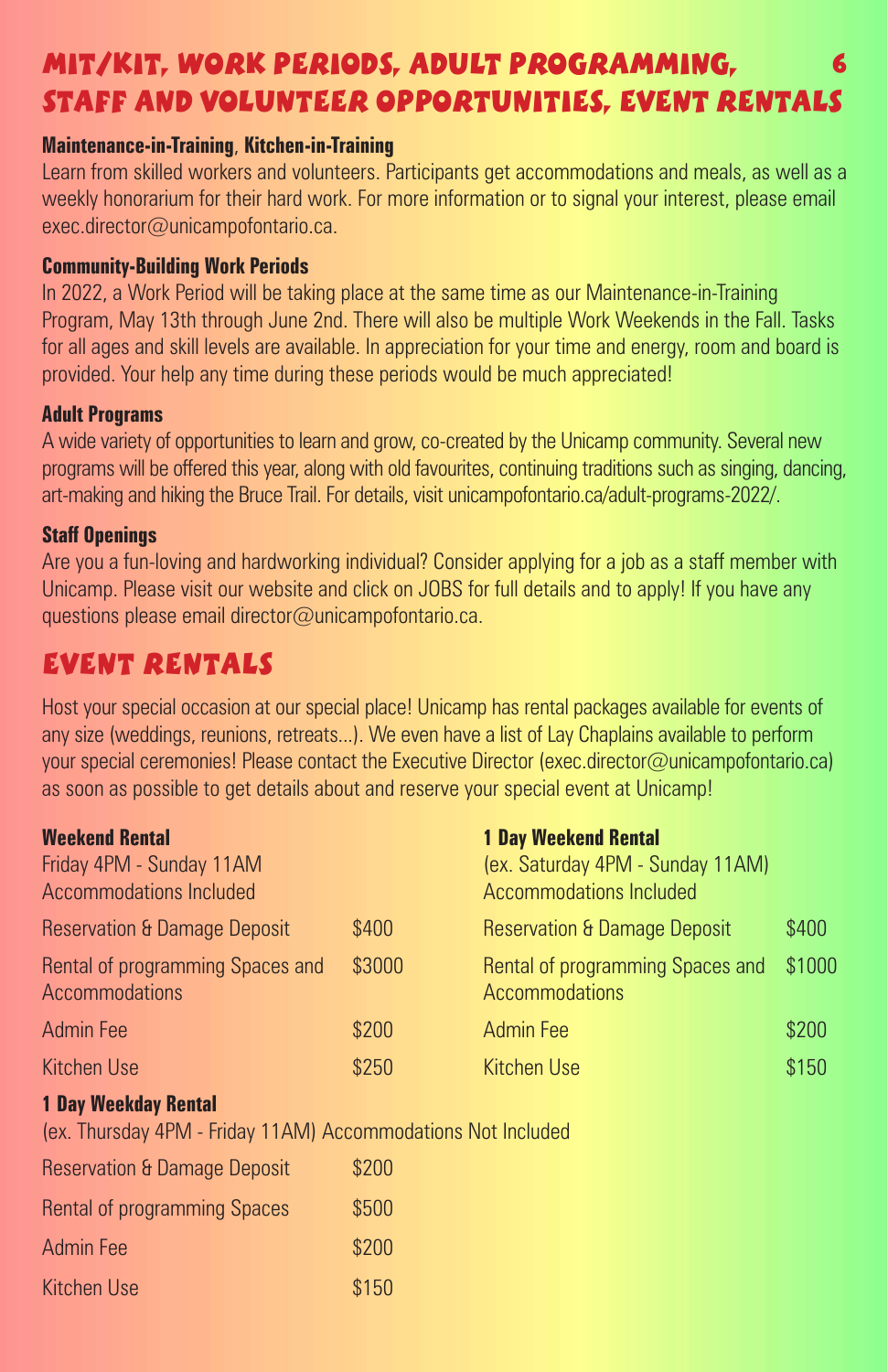# MIT/KIT, Work Periods, Adult Programming, Staff and Volunteer Opportunities, Event Rentals

**Maintenance-in-Training**, **Kitchen-in-Training**

Learn from skilled workers and volunteers. Participants get accommodations and meals, as well as a weekly honorarium for their hard work. For more information or to signal your interest, please email exec.director@unicampofontario.ca.

**Community-Building Work Periods**

In 2022, a Work Period will be taking place at the same time as our Maintenance-in-Training Program, May 13th through June 2nd. There will also be multiple Work Weekends in the Fall. Tasks for all ages and skill levels are available. In appreciation for your time and energy, room and board is provided. Your help any time during these periods would be much appreciated!

**Adult Programs**

A wide variety of opportunities to learn and grow, co-created by the Unicamp community. Several new programs will be offered this year, along with old favourites, continuing traditions such as singing, dancing, art-making and hiking the Bruce Trail. For details, visit unicampofontario.ca/adult-programs-2022/.

**Staff Openings**

Are you a fun-loving and hardworking individual? Consider applying for a job as a staff member with Unicamp. Please visit our website and click on JOBS for full details and to apply! If you have any questions please email director@unicampofontario.ca.

## Event Rentals

Host your special occasion at our special place! Unicamp has rental packages available for events of any size (weddings, reunions, retreats...). We even have a list of Lay Chaplains available to perform your special ceremonies! Please contact the Executive Director (exec.director@unicampofontario.ca) as soon as possible to get details about and reserve your special event at Unicamp!

**Weekend Rental**

Friday 4PM - Sunday 11AM
Accommodations Included

| Item | Cost |
|---|---|
| Reservation & Damage Deposit | $400 |
| Rental of programming Spaces and Accommodations | $3000 |
| Admin Fee | $200 |
| Kitchen Use | $250 |

**1 Day Weekend Rental**

(ex. Saturday 4PM - Sunday 11AM)
Accommodations Included

| Item | Cost |
|---|---|
| Reservation & Damage Deposit | $400 |
| Rental of programming Spaces and Accommodations | $1000 |
| Admin Fee | $200 |
| Kitchen Use | $150 |

**1 Day Weekday Rental**

(ex. Thursday 4PM - Friday 11AM) Accommodations Not Included

| Item | Cost |
|---|---|
| Reservation & Damage Deposit | $200 |
| Rental of programming Spaces | $500 |
| Admin Fee | $200 |
| Kitchen Use | $150 |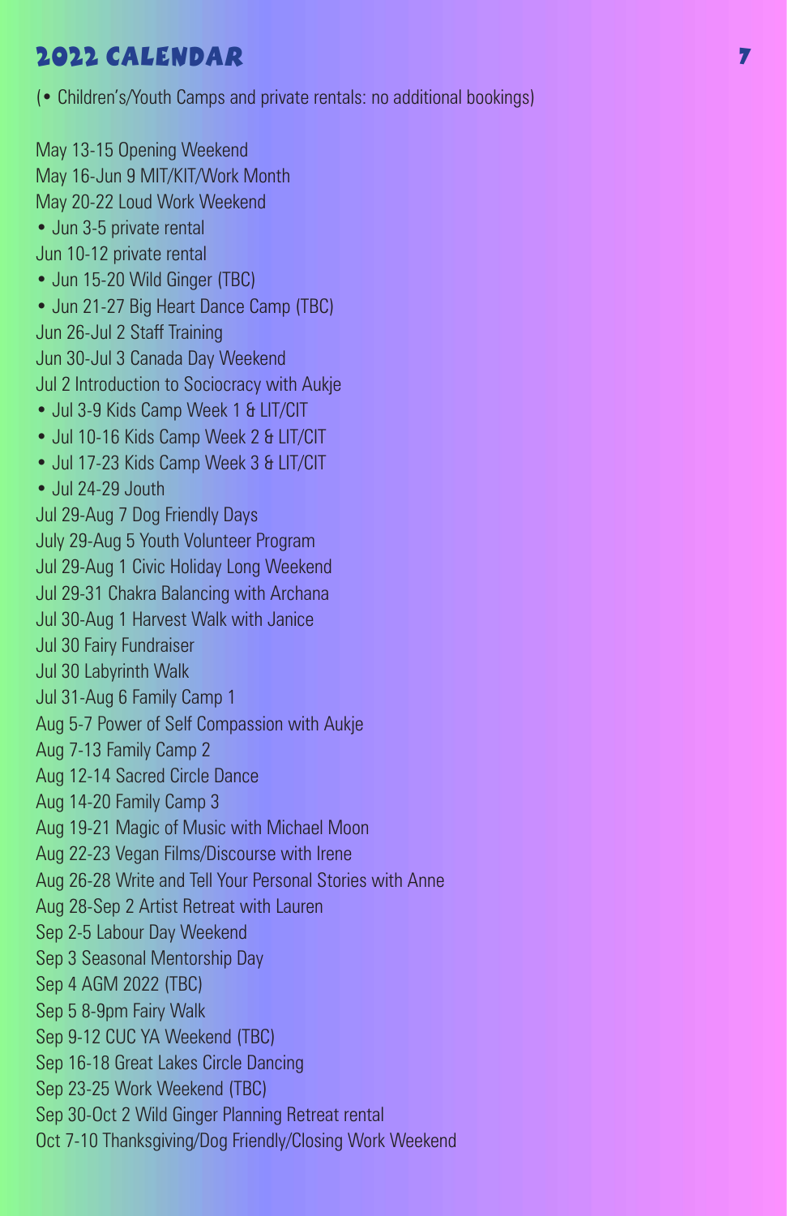# 2022 Calendar

(• Children's/Youth Camps and private rentals: no additional bookings)

May 13-15 Opening Weekend
May 16-Jun 9 MIT/KIT/Work Month
May 20-22 Loud Work Weekend
• Jun 3-5 private rental
Jun 10-12 private rental
• Jun 15-20 Wild Ginger (TBC)
• Jun 21-27 Big Heart Dance Camp (TBC)
Jun 26-Jul 2 Staff Training
Jun 30-Jul 3 Canada Day Weekend
Jul 2 Introduction to Sociocracy with Aukje
• Jul 3-9 Kids Camp Week 1 & LIT/CIT
• Jul 10-16 Kids Camp Week 2 & LIT/CIT
• Jul 17-23 Kids Camp Week 3 & LIT/CIT
• Jul 24-29 Jouth
Jul 29-Aug 7 Dog Friendly Days
July 29-Aug 5 Youth Volunteer Program
Jul 29-Aug 1 Civic Holiday Long Weekend
Jul 29-31 Chakra Balancing with Archana
Jul 30-Aug 1 Harvest Walk with Janice
Jul 30 Fairy Fundraiser
Jul 30 Labyrinth Walk
Jul 31-Aug 6 Family Camp 1
Aug 5-7 Power of Self Compassion with Aukje
Aug 7-13 Family Camp 2
Aug 12-14 Sacred Circle Dance
Aug 14-20 Family Camp 3
Aug 19-21 Magic of Music with Michael Moon
Aug 22-23 Vegan Films/Discourse with Irene
Aug 26-28 Write and Tell Your Personal Stories with Anne
Aug 28-Sep 2 Artist Retreat with Lauren
Sep 2-5 Labour Day Weekend
Sep 3 Seasonal Mentorship Day
Sep 4 AGM 2022 (TBC)
Sep 5 8-9pm Fairy Walk
Sep 9-12 CUC YA Weekend (TBC)
Sep 16-18 Great Lakes Circle Dancing
Sep 23-25 Work Weekend (TBC)
Sep 30-Oct 2 Wild Ginger Planning Retreat rental
Oct 7-10 Thanksgiving/Dog Friendly/Closing Work Weekend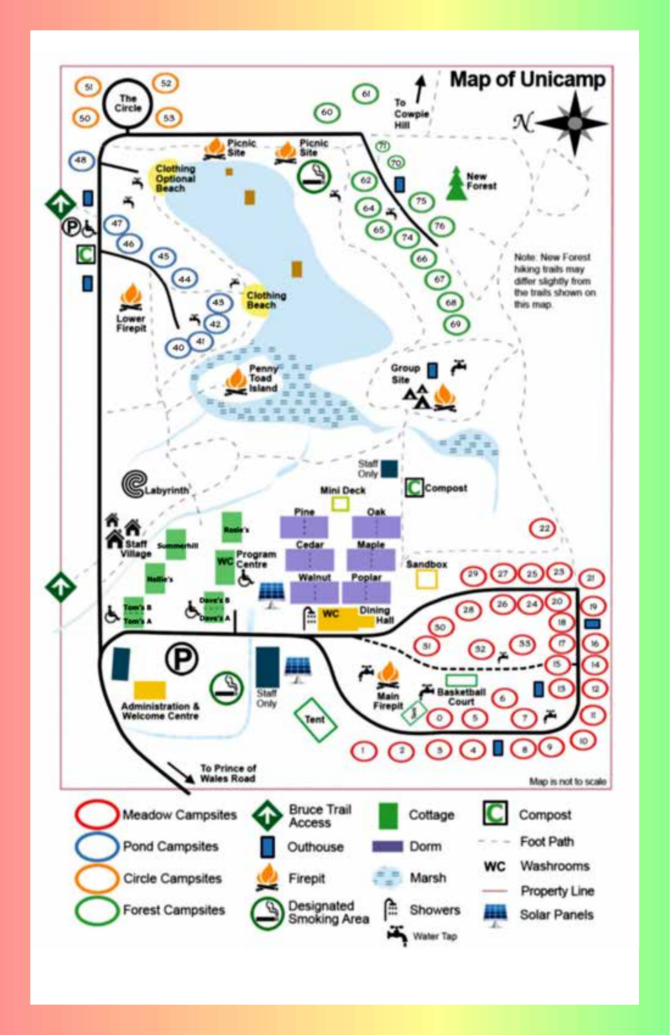# Map of Unicamp

The Circle

To Cowpie Hill

Picnic Site

Picnic Site

Clothing Optional Beach

New Forest

Clothing Beach

Lower Firepit

Note: New Forest hiking trails may differ slightly from the trails shown on this map.

Penny Toad Island

Group Site

Staff Only

Compost

Labyrinth

Mini Deck

Pine

Oak

Cedar

Maple

Walnut

Poplar

Rosie's

Summerhill

Staff Village

Program Centre

Nellie's

Tom's B

Tom's A

Dave's B

Dave's A

Sandbox

WC

Dining Hall

Administration & Welcome Centre

Staff Only

Tent

Main Firepit

Basketball Court

To Prince of Wales Road

Map is not to scale

Meadow Campsites

Pond Campsites

Circle Campsites

Forest Campsites

Bruce Trail Access

Outhouse

Firepit

Designated Smoking Area

Cottage

Dorm

Marsh

Showers

Water Tap

Compost

Foot Path

WC Washrooms

Property Line

Solar Panels